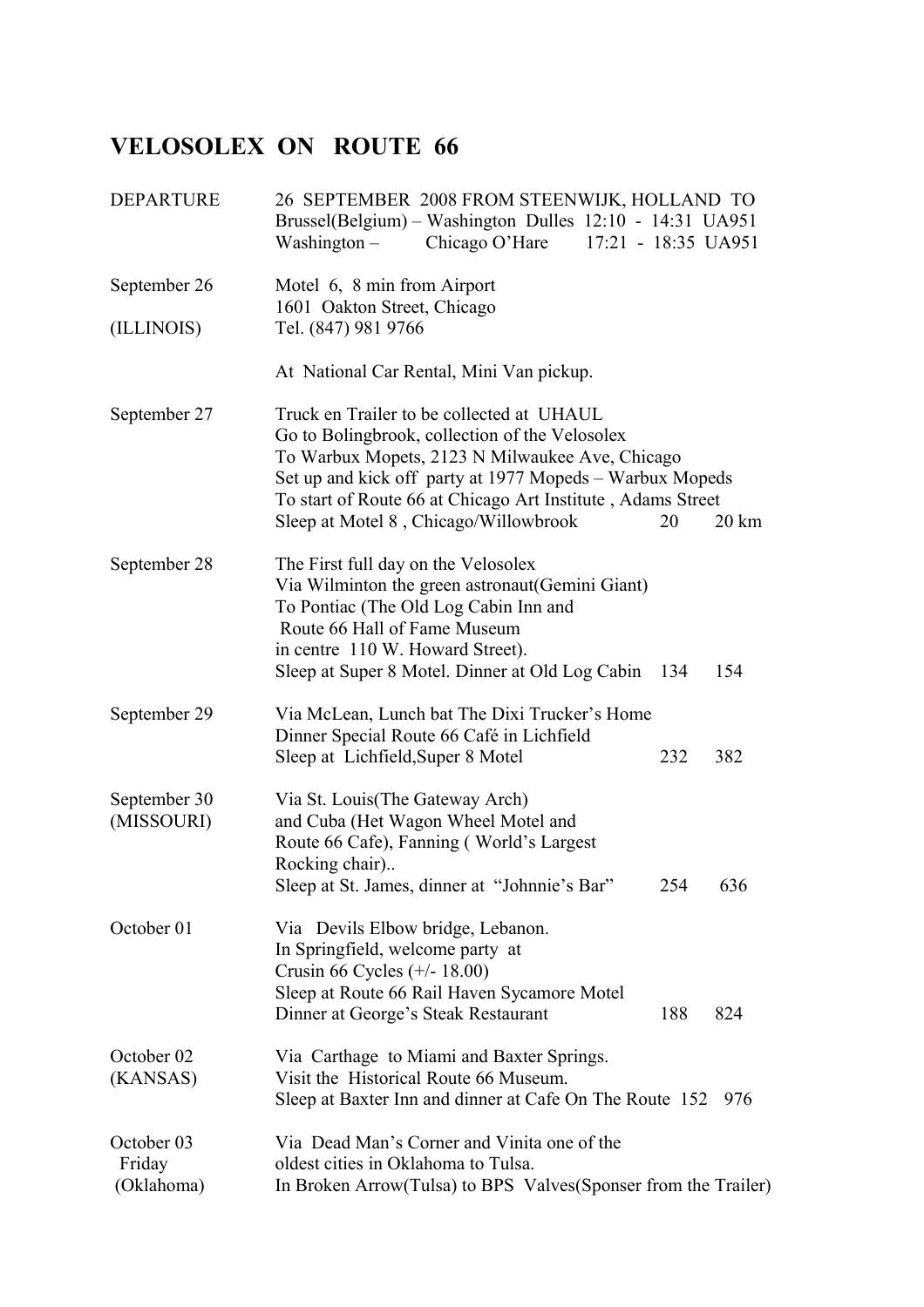# VELOSOLEX ON ROUTE 66

| | | | |
|---|---|---|---|
| DEPARTURE | 26 SEPTEMBER 2008 FROM STEENWIJK, HOLLAND TO<br>Brussel(Belgium) – Washington Dulles 12:10 - 14:31 UA951<br>Washington – Chicago O'Hare 17:21 - 18:35 UA951 | | |
| September 26<br><br>(ILLINOIS) | Motel 6, 8 min from Airport<br>1601 Oakton Street, Chicago<br>Tel. (847) 981 9766<br><br>At National Car Rental, Mini Van pickup. | | |
| September 27 | Truck en Trailer to be collected at UHAUL<br>Go to Bolingbrook, collection of the Velosolex<br>To Warbux Mopets, 2123 N Milwaukee Ave, Chicago<br>Set up and kick off party at 1977 Mopeds – Warbux Mopeds<br>To start of Route 66 at Chicago Art Institute , Adams Street<br>Sleep at Motel 8 , Chicago/Willowbrook | 20 | 20 km |
| September 28 | The First full day on the Velosolex<br>Via Wilminton the green astronaut(Gemini Giant)<br>To Pontiac (The Old Log Cabin Inn and<br>Route 66 Hall of Fame Museum<br>in centre 110 W. Howard Street).<br>Sleep at Super 8 Motel. Dinner at Old Log Cabin | 134 | 154 |
| September 29 | Via McLean, Lunch bat The Dixi Trucker's Home<br>Dinner Special Route 66 Café in Lichfield<br>Sleep at Lichfield,Super 8 Motel | 232 | 382 |
| September 30<br>(MISSOURI) | Via St. Louis(The Gateway Arch)<br>and Cuba (Het Wagon Wheel Motel and<br>Route 66 Cafe), Fanning ( World's Largest<br>Rocking chair)..<br>Sleep at St. James, dinner at "Johnnie's Bar" | 254 | 636 |
| October 01 | Via Devils Elbow bridge, Lebanon.<br>In Springfield, welcome party at<br>Crusin 66 Cycles (+/- 18.00)<br>Sleep at Route 66 Rail Haven Sycamore Motel<br>Dinner at George's Steak Restaurant | 188 | 824 |
| October 02<br>(KANSAS) | Via Carthage to Miami and Baxter Springs.<br>Visit the Historical Route 66 Museum.<br>Sleep at Baxter Inn and dinner at Cafe On The Route | 152 | 976 |
| October 03<br>Friday<br>(Oklahoma) | Via Dead Man's Corner and Vinita one of the<br>oldest cities in Oklahoma to Tulsa.<br>In Broken Arrow(Tulsa) to BPS Valves(Sponser from the Trailer) | | |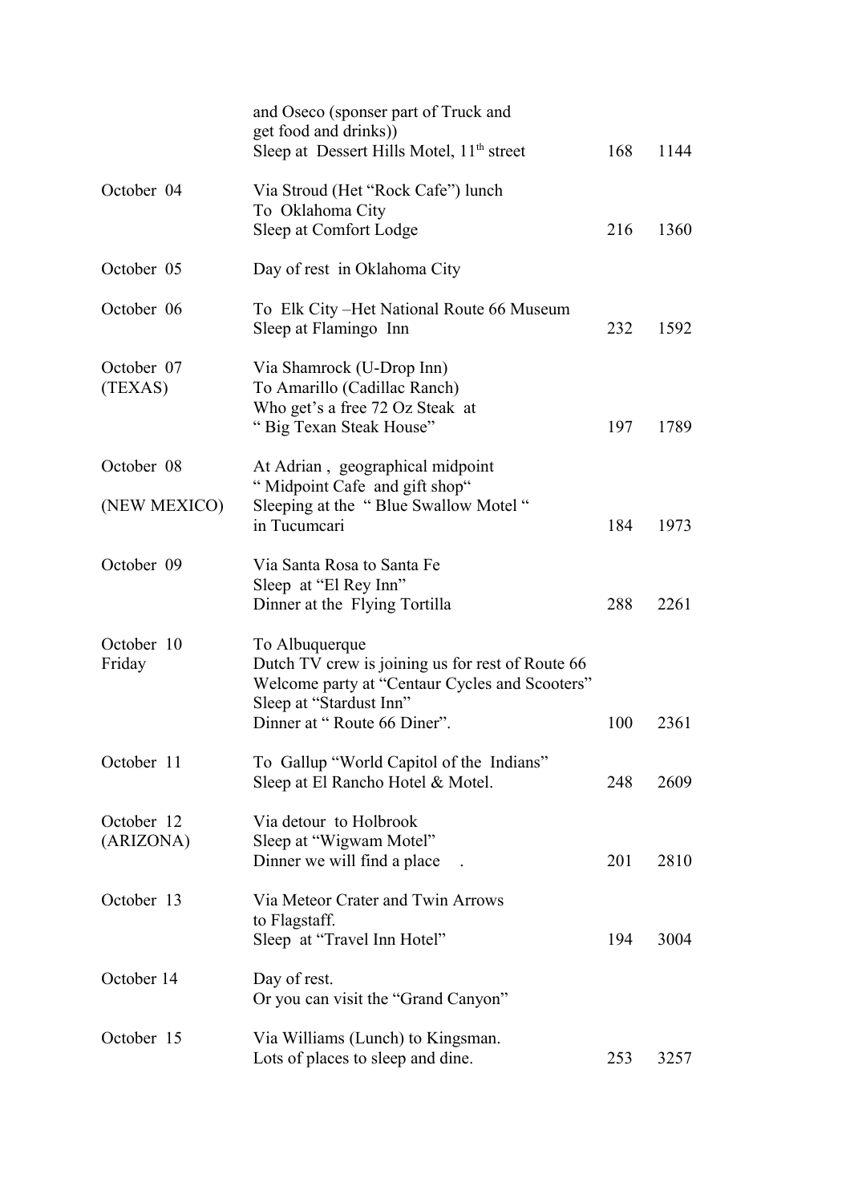| | | | |
|---|---|---|---|
| | and Oseco (sponser part of Truck and get food and drinks)) Sleep at Dessert Hills Motel, 11th street | 168 | 1144 |
| October 04 | Via Stroud (Het "Rock Cafe") lunch To Oklahoma City Sleep at Comfort Lodge | 216 | 1360 |
| October 05 | Day of rest in Oklahoma City | | |
| October 06 | To Elk City –Het National Route 66 Museum Sleep at Flamingo Inn | 232 | 1592 |
| October 07 (TEXAS) | Via Shamrock (U-Drop Inn) To Amarillo (Cadillac Ranch) Who get's a free 72 Oz Steak at " Big Texan Steak House" | 197 | 1789 |
| October 08 (NEW MEXICO) | At Adrian , geographical midpoint " Midpoint Cafe and gift shop" Sleeping at the " Blue Swallow Motel " in Tucumcari | 184 | 1973 |
| October 09 | Via Santa Rosa to Santa Fe Sleep at "El Rey Inn" Dinner at the Flying Tortilla | 288 | 2261 |
| October 10 Friday | To Albuquerque Dutch TV crew is joining us for rest of Route 66 Welcome party at "Centaur Cycles and Scooters" Sleep at "Stardust Inn" Dinner at " Route 66 Diner". | 100 | 2361 |
| October 11 | To Gallup "World Capitol of the Indians" Sleep at El Rancho Hotel & Motel. | 248 | 2609 |
| October 12 (ARIZONA) | Via detour to Holbrook Sleep at "Wigwam Motel" Dinner we will find a place . | 201 | 2810 |
| October 13 | Via Meteor Crater and Twin Arrows to Flagstaff. Sleep at "Travel Inn Hotel" | 194 | 3004 |
| October 14 | Day of rest. Or you can visit the "Grand Canyon" | | |
| October 15 | Via Williams (Lunch) to Kingsman. Lots of places to sleep and dine. | 253 | 3257 |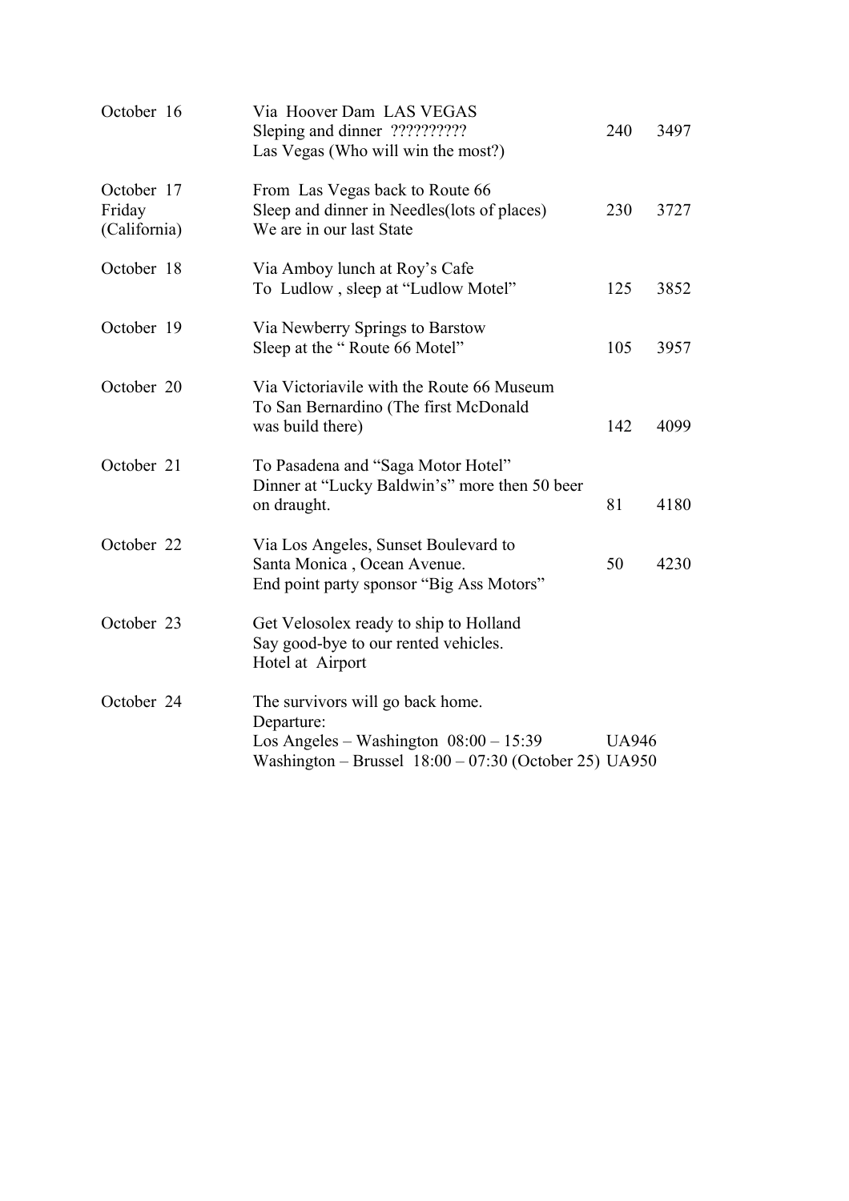| | | | |
|---|---|---|---|
| October 16 | Via Hoover Dam LAS VEGAS<br>Sleping and dinner ??????????<br>Las Vegas (Who will win the most?) | 240 | 3497 |
| October 17<br>Friday<br>(California) | From Las Vegas back to Route 66<br>Sleep and dinner in Needles(lots of places)<br>We are in our last State | 230 | 3727 |
| October 18 | Via Amboy lunch at Roy's Cafe<br>To Ludlow , sleep at "Ludlow Motel" | 125 | 3852 |
| October 19 | Via Newberry Springs to Barstow<br>Sleep at the " Route 66 Motel" | 105 | 3957 |
| October 20 | Via Victoriavile with the Route 66 Museum<br>To San Bernardino (The first McDonald<br>was build there) | 142 | 4099 |
| October 21 | To Pasadena and "Saga Motor Hotel"<br>Dinner at "Lucky Baldwin's" more then 50 beer<br>on draught. | 81 | 4180 |
| October 22 | Via Los Angeles, Sunset Boulevard to<br>Santa Monica , Ocean Avenue.<br>End point party sponsor "Big Ass Motors" | 50 | 4230 |
| October 23 | Get Velosolex ready to ship to Holland<br>Say good-bye to our rented vehicles.<br>Hotel at Airport | | |
| October 24 | The survivors will go back home.<br>Departure:<br>Los Angeles – Washington 08:00 – 15:39<br>Washington – Brussel 18:00 – 07:30 (October 25) | UA946<br>UA950 | |